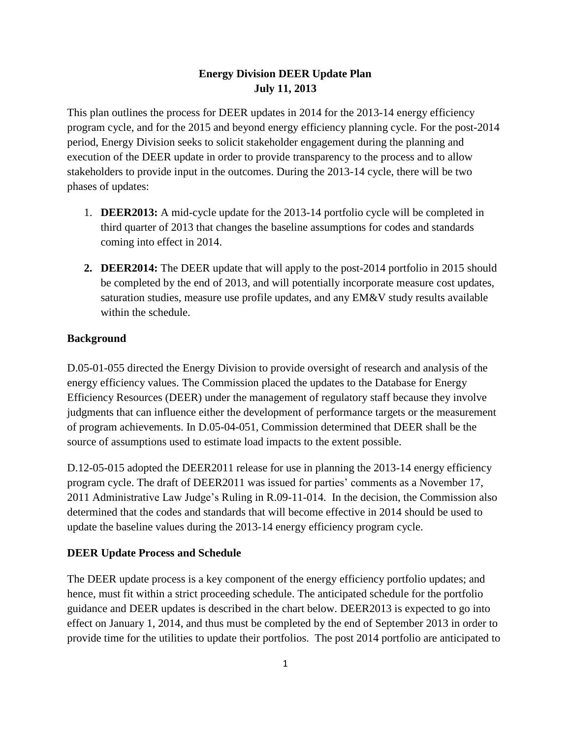**Energy Division DEER Update Plan**
**July 11, 2013**

This plan outlines the process for DEER updates in 2014 for the 2013-14 energy efficiency program cycle, and for the 2015 and beyond energy efficiency planning cycle. For the post-2014 period, Energy Division seeks to solicit stakeholder engagement during the planning and execution of the DEER update in order to provide transparency to the process and to allow stakeholders to provide input in the outcomes. During the 2013-14 cycle, there will be two phases of updates:

1. **DEER2013:** A mid-cycle update for the 2013-14 portfolio cycle will be completed in third quarter of 2013 that changes the baseline assumptions for codes and standards coming into effect in 2014.

2. **DEER2014:** The DEER update that will apply to the post-2014 portfolio in 2015 should be completed by the end of 2013, and will potentially incorporate measure cost updates, saturation studies, measure use profile updates, and any EM&V study results available within the schedule.

## Background

D.05-01-055 directed the Energy Division to provide oversight of research and analysis of the energy efficiency values. The Commission placed the updates to the Database for Energy Efficiency Resources (DEER) under the management of regulatory staff because they involve judgments that can influence either the development of performance targets or the measurement of program achievements. In D.05-04-051, Commission determined that DEER shall be the source of assumptions used to estimate load impacts to the extent possible.

D.12-05-015 adopted the DEER2011 release for use in planning the 2013-14 energy efficiency program cycle. The draft of DEER2011 was issued for parties' comments as a November 17, 2011 Administrative Law Judge's Ruling in R.09-11-014. In the decision, the Commission also determined that the codes and standards that will become effective in 2014 should be used to update the baseline values during the 2013-14 energy efficiency program cycle.

## DEER Update Process and Schedule

The DEER update process is a key component of the energy efficiency portfolio updates; and hence, must fit within a strict proceeding schedule. The anticipated schedule for the portfolio guidance and DEER updates is described in the chart below. DEER2013 is expected to go into effect on January 1, 2014, and thus must be completed by the end of September 2013 in order to provide time for the utilities to update their portfolios. The post 2014 portfolio are anticipated to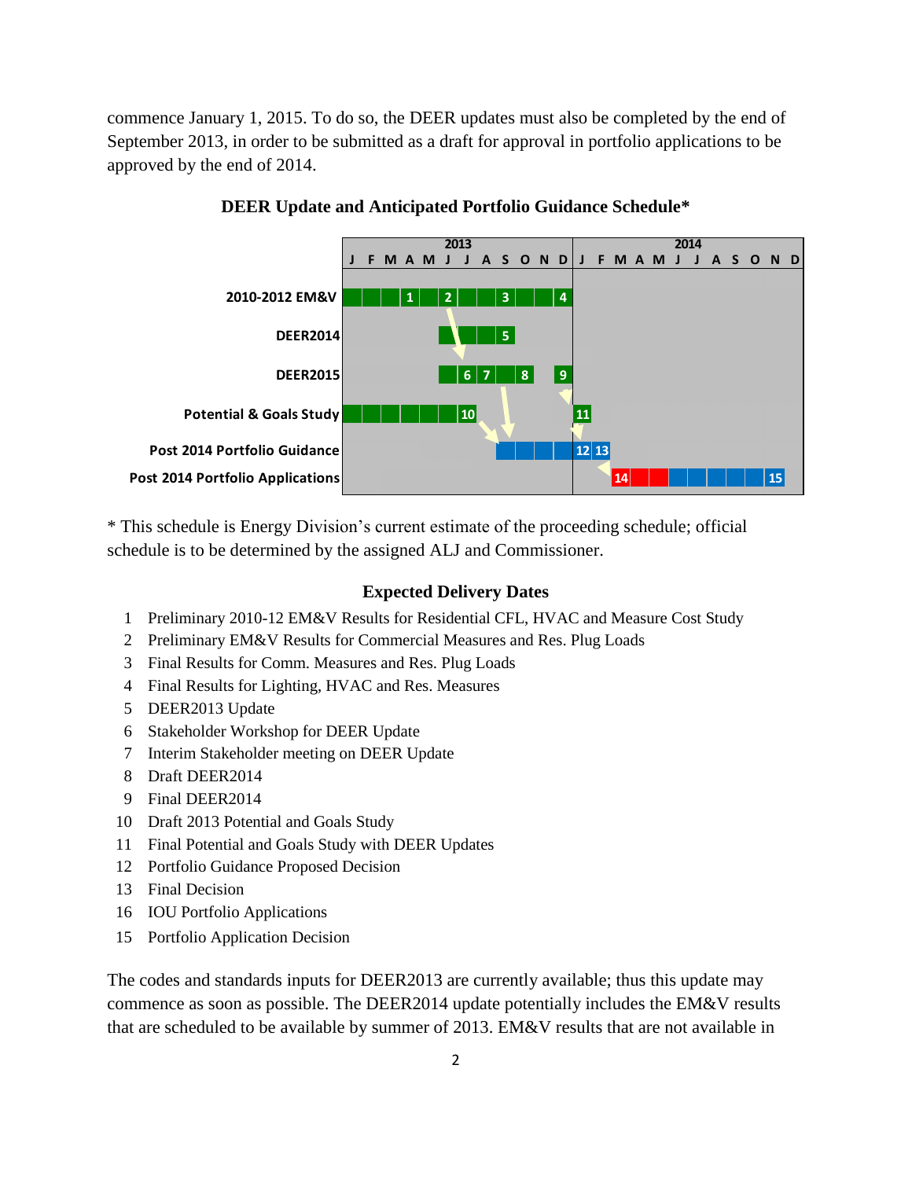commence January 1, 2015. To do so, the DEER updates must also be completed by the end of September 2013, in order to be submitted as a draft for approval in portfolio applications to be approved by the end of 2014.

**DEER Update and Anticipated Portfolio Guidance Schedule***

| | 2013 | | | | | | | | | | | | 2014 | | | | | | | | | | | |
|---|---|---|---|---|---|---|---|---|---|---|---|---|---|---|---|---|---|---|---|---|---|---|---|---|
| | J | F | M | A | M | J | J | A | S | O | N | D | J | F | M | A | M | J | J | A | S | O | N | D |
| 2010-2012 EM&V | | | | 1 | | 2 | | | 3 | | | 4 | | | | | | | | | | | | |
| DEER2014 | | | | | | | | | 5 | | | | | | | | | | | | | | | |
| DEER2015 | | | | | | | 6 | 7 | | 8 | | 9 | | | | | | | | | | | | |
| Potential & Goals Study | | | | | | | 10 | | | | | | 11 | | | | | | | | | | | |
| Post 2014 Portfolio Guidance | | | | | | | | | | | | | 12 | 13 | | | | | | | | | | |
| Post 2014 Portfolio Applications | | | | | | | | | | | | | | | 14 | | | | | | | | 15 | |

\* This schedule is Energy Division's current estimate of the proceeding schedule; official schedule is to be determined by the assigned ALJ and Commissioner.

**Expected Delivery Dates**

1 Preliminary 2010-12 EM&V Results for Residential CFL, HVAC and Measure Cost Study
2 Preliminary EM&V Results for Commercial Measures and Res. Plug Loads
3 Final Results for Comm. Measures and Res. Plug Loads
4 Final Results for Lighting, HVAC and Res. Measures
5 DEER2013 Update
6 Stakeholder Workshop for DEER Update
7 Interim Stakeholder meeting on DEER Update
8 Draft DEER2014
9 Final DEER2014
10 Draft 2013 Potential and Goals Study
11 Final Potential and Goals Study with DEER Updates
12 Portfolio Guidance Proposed Decision
13 Final Decision
16 IOU Portfolio Applications
15 Portfolio Application Decision

The codes and standards inputs for DEER2013 are currently available; thus this update may commence as soon as possible. The DEER2014 update potentially includes the EM&V results that are scheduled to be available by summer of 2013. EM&V results that are not available in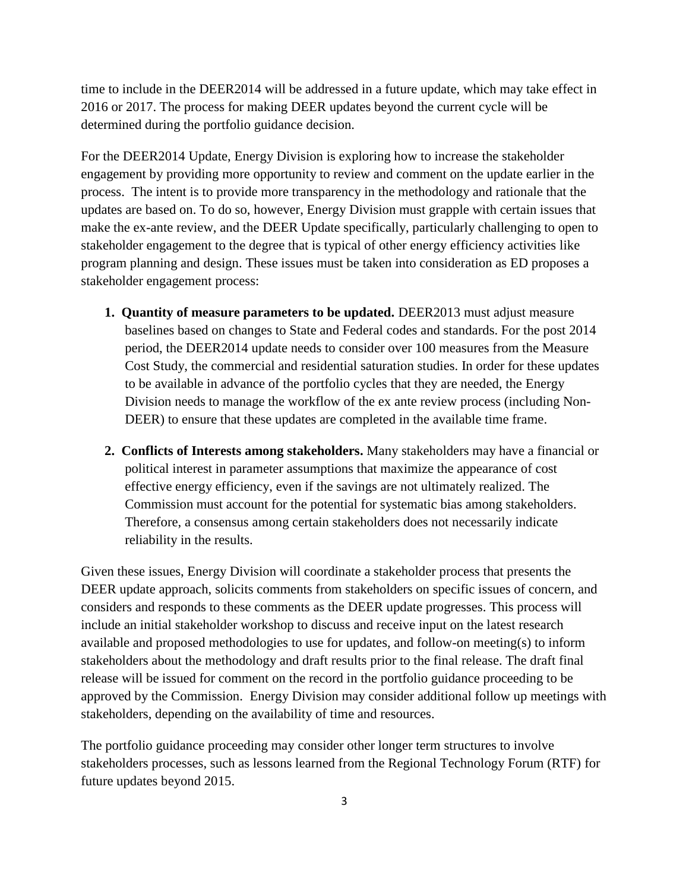time to include in the DEER2014 will be addressed in a future update, which may take effect in 2016 or 2017. The process for making DEER updates beyond the current cycle will be determined during the portfolio guidance decision.

For the DEER2014 Update, Energy Division is exploring how to increase the stakeholder engagement by providing more opportunity to review and comment on the update earlier in the process. The intent is to provide more transparency in the methodology and rationale that the updates are based on. To do so, however, Energy Division must grapple with certain issues that make the ex-ante review, and the DEER Update specifically, particularly challenging to open to stakeholder engagement to the degree that is typical of other energy efficiency activities like program planning and design. These issues must be taken into consideration as ED proposes a stakeholder engagement process:

1. **Quantity of measure parameters to be updated.** DEER2013 must adjust measure baselines based on changes to State and Federal codes and standards. For the post 2014 period, the DEER2014 update needs to consider over 100 measures from the Measure Cost Study, the commercial and residential saturation studies. In order for these updates to be available in advance of the portfolio cycles that they are needed, the Energy Division needs to manage the workflow of the ex ante review process (including Non-DEER) to ensure that these updates are completed in the available time frame.
2. **Conflicts of Interests among stakeholders.** Many stakeholders may have a financial or political interest in parameter assumptions that maximize the appearance of cost effective energy efficiency, even if the savings are not ultimately realized. The Commission must account for the potential for systematic bias among stakeholders. Therefore, a consensus among certain stakeholders does not necessarily indicate reliability in the results.

Given these issues, Energy Division will coordinate a stakeholder process that presents the DEER update approach, solicits comments from stakeholders on specific issues of concern, and considers and responds to these comments as the DEER update progresses. This process will include an initial stakeholder workshop to discuss and receive input on the latest research available and proposed methodologies to use for updates, and follow-on meeting(s) to inform stakeholders about the methodology and draft results prior to the final release. The draft final release will be issued for comment on the record in the portfolio guidance proceeding to be approved by the Commission. Energy Division may consider additional follow up meetings with stakeholders, depending on the availability of time and resources.

The portfolio guidance proceeding may consider other longer term structures to involve stakeholders processes, such as lessons learned from the Regional Technology Forum (RTF) for future updates beyond 2015.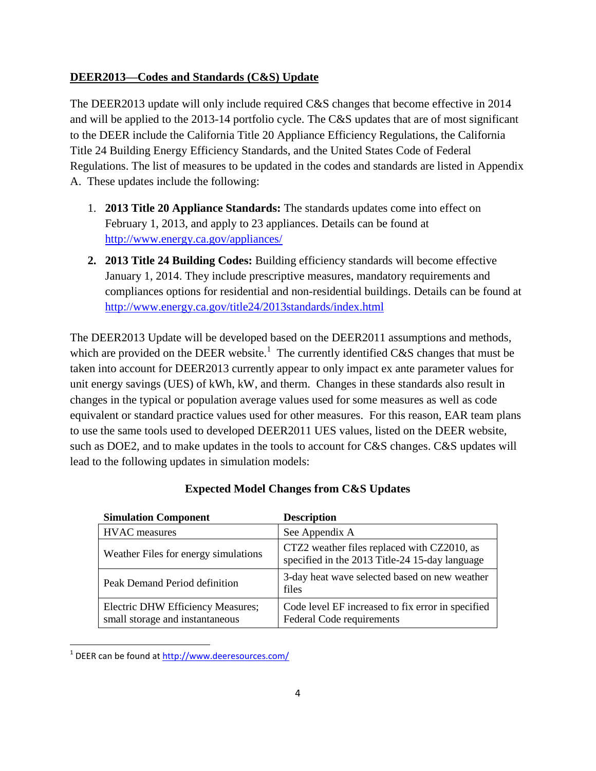**DEER2013—Codes and Standards (C&S) Update**

The DEER2013 update will only include required C&S changes that become effective in 2014 and will be applied to the 2013-14 portfolio cycle. The C&S updates that are of most significant to the DEER include the California Title 20 Appliance Efficiency Regulations, the California Title 24 Building Energy Efficiency Standards, and the United States Code of Federal Regulations. The list of measures to be updated in the codes and standards are listed in Appendix A. These updates include the following:

1. **2013 Title 20 Appliance Standards:** The standards updates come into effect on February 1, 2013, and apply to 23 appliances. Details can be found at http://www.energy.ca.gov/appliances/
2. **2013 Title 24 Building Codes:** Building efficiency standards will become effective January 1, 2014. They include prescriptive measures, mandatory requirements and compliances options for residential and non-residential buildings. Details can be found at http://www.energy.ca.gov/title24/2013standards/index.html

The DEER2013 Update will be developed based on the DEER2011 assumptions and methods, which are provided on the DEER website.[1] The currently identified C&S changes that must be taken into account for DEER2013 currently appear to only impact ex ante parameter values for unit energy savings (UES) of kWh, kW, and therm. Changes in these standards also result in changes in the typical or population average values used for some measures as well as code equivalent or standard practice values used for other measures. For this reason, EAR team plans to use the same tools used to developed DEER2011 UES values, listed on the DEER website, such as DOE2, and to make updates in the tools to account for C&S changes. C&S updates will lead to the following updates in simulation models:

**Expected Model Changes from C&S Updates**

| Simulation Component | Description |
|---|---|
| HVAC measures | See Appendix A |
| Weather Files for energy simulations | CTZ2 weather files replaced with CZ2010, as specified in the 2013 Title-24 15-day language |
| Peak Demand Period definition | 3-day heat wave selected based on new weather files |
| Electric DHW Efficiency Measures; small storage and instantaneous | Code level EF increased to fix error in specified Federal Code requirements |

[1] DEER can be found at http://www.deeresources.com/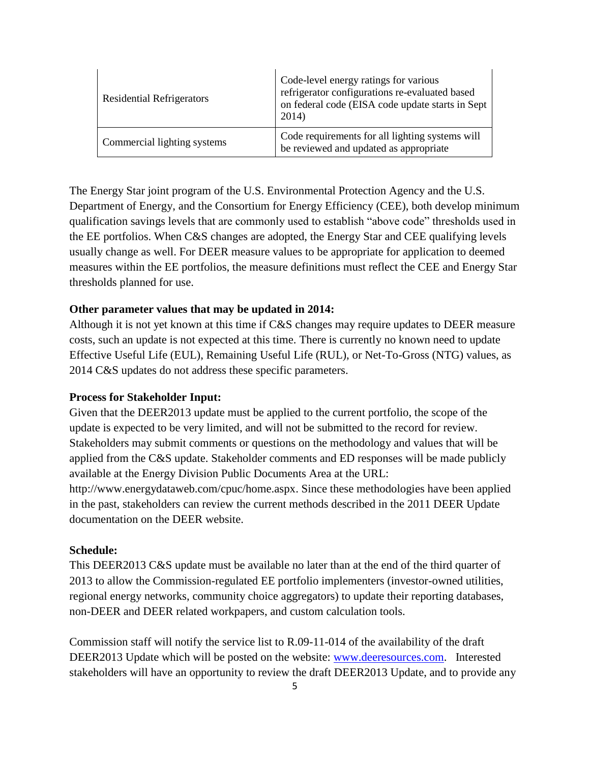| | |
|---|---|
| Residential Refrigerators | Code-level energy ratings for various refrigerator configurations re-evaluated based on federal code (EISA code update starts in Sept 2014) |
| Commercial lighting systems | Code requirements for all lighting systems will be reviewed and updated as appropriate |

The Energy Star joint program of the U.S. Environmental Protection Agency and the U.S. Department of Energy, and the Consortium for Energy Efficiency (CEE), both develop minimum qualification savings levels that are commonly used to establish "above code" thresholds used in the EE portfolios. When C&S changes are adopted, the Energy Star and CEE qualifying levels usually change as well. For DEER measure values to be appropriate for application to deemed measures within the EE portfolios, the measure definitions must reflect the CEE and Energy Star thresholds planned for use.

**Other parameter values that may be updated in 2014:**
Although it is not yet known at this time if C&S changes may require updates to DEER measure costs, such an update is not expected at this time. There is currently no known need to update Effective Useful Life (EUL), Remaining Useful Life (RUL), or Net-To-Gross (NTG) values, as 2014 C&S updates do not address these specific parameters.

**Process for Stakeholder Input:**
Given that the DEER2013 update must be applied to the current portfolio, the scope of the update is expected to be very limited, and will not be submitted to the record for review. Stakeholders may submit comments or questions on the methodology and values that will be applied from the C&S update. Stakeholder comments and ED responses will be made publicly available at the Energy Division Public Documents Area at the URL: http://www.energydataweb.com/cpuc/home.aspx. Since these methodologies have been applied in the past, stakeholders can review the current methods described in the 2011 DEER Update documentation on the DEER website.

**Schedule:**
This DEER2013 C&S update must be available no later than at the end of the third quarter of 2013 to allow the Commission-regulated EE portfolio implementers (investor-owned utilities, regional energy networks, community choice aggregators) to update their reporting databases, non-DEER and DEER related workpapers, and custom calculation tools.

Commission staff will notify the service list to R.09-11-014 of the availability of the draft DEER2013 Update which will be posted on the website: [www.deeresources.com](http://www.deeresources.com). Interested stakeholders will have an opportunity to review the draft DEER2013 Update, and to provide any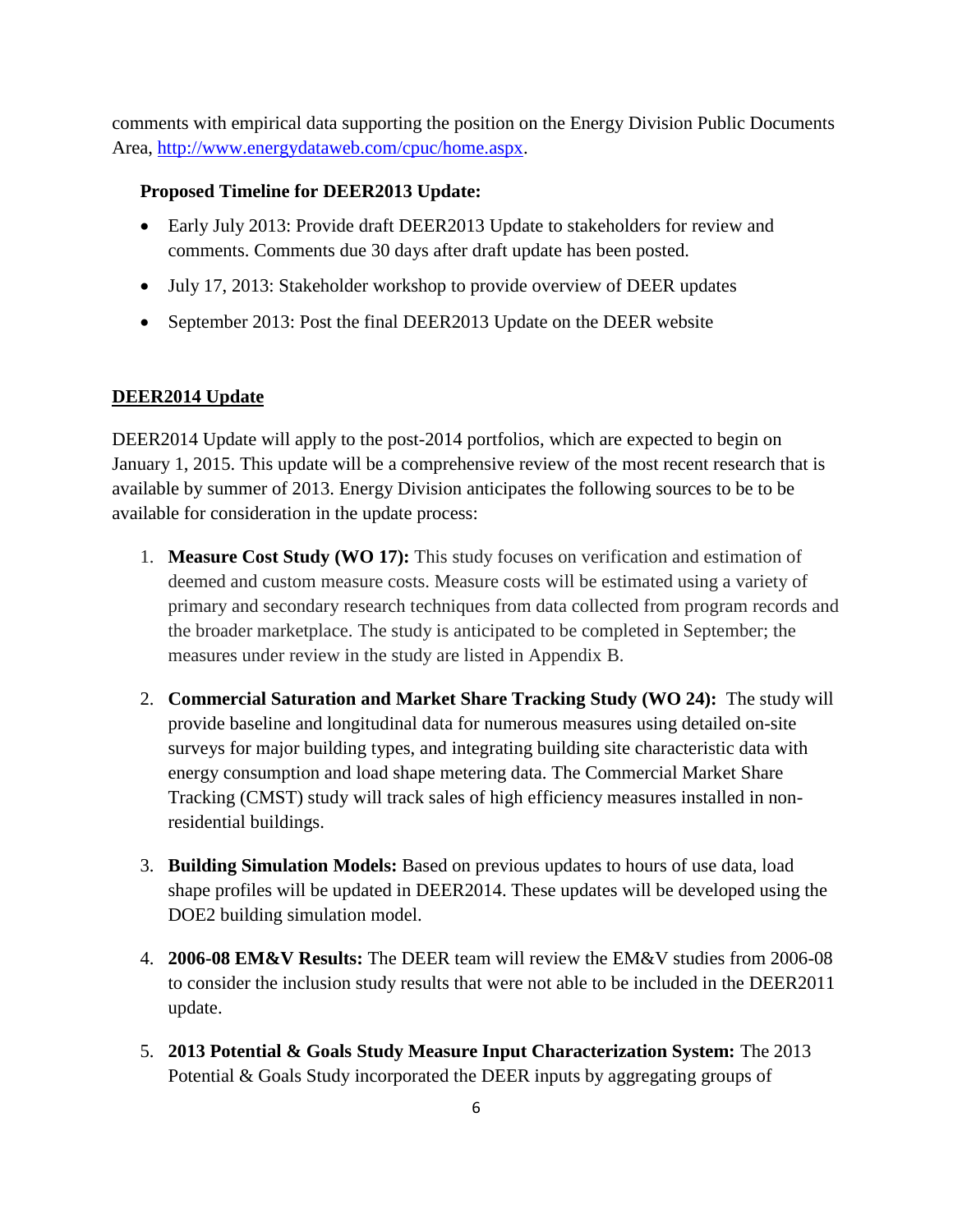comments with empirical data supporting the position on the Energy Division Public Documents Area, http://www.energydataweb.com/cpuc/home.aspx.

**Proposed Timeline for DEER2013 Update:**

- Early July 2013: Provide draft DEER2013 Update to stakeholders for review and comments. Comments due 30 days after draft update has been posted.
- July 17, 2013: Stakeholder workshop to provide overview of DEER updates
- September 2013: Post the final DEER2013 Update on the DEER website

## DEER2014 Update

DEER2014 Update will apply to the post-2014 portfolios, which are expected to begin on January 1, 2015. This update will be a comprehensive review of the most recent research that is available by summer of 2013. Energy Division anticipates the following sources to be to be available for consideration in the update process:

1. **Measure Cost Study (WO 17):** This study focuses on verification and estimation of deemed and custom measure costs. Measure costs will be estimated using a variety of primary and secondary research techniques from data collected from program records and the broader marketplace. The study is anticipated to be completed in September; the measures under review in the study are listed in Appendix B.

2. **Commercial Saturation and Market Share Tracking Study (WO 24):** The study will provide baseline and longitudinal data for numerous measures using detailed on-site surveys for major building types, and integrating building site characteristic data with energy consumption and load shape metering data. The Commercial Market Share Tracking (CMST) study will track sales of high efficiency measures installed in non-residential buildings.

3. **Building Simulation Models:** Based on previous updates to hours of use data, load shape profiles will be updated in DEER2014. These updates will be developed using the DOE2 building simulation model.

4. **2006-08 EM&V Results:** The DEER team will review the EM&V studies from 2006-08 to consider the inclusion study results that were not able to be included in the DEER2011 update.

5. **2013 Potential & Goals Study Measure Input Characterization System:** The 2013 Potential & Goals Study incorporated the DEER inputs by aggregating groups of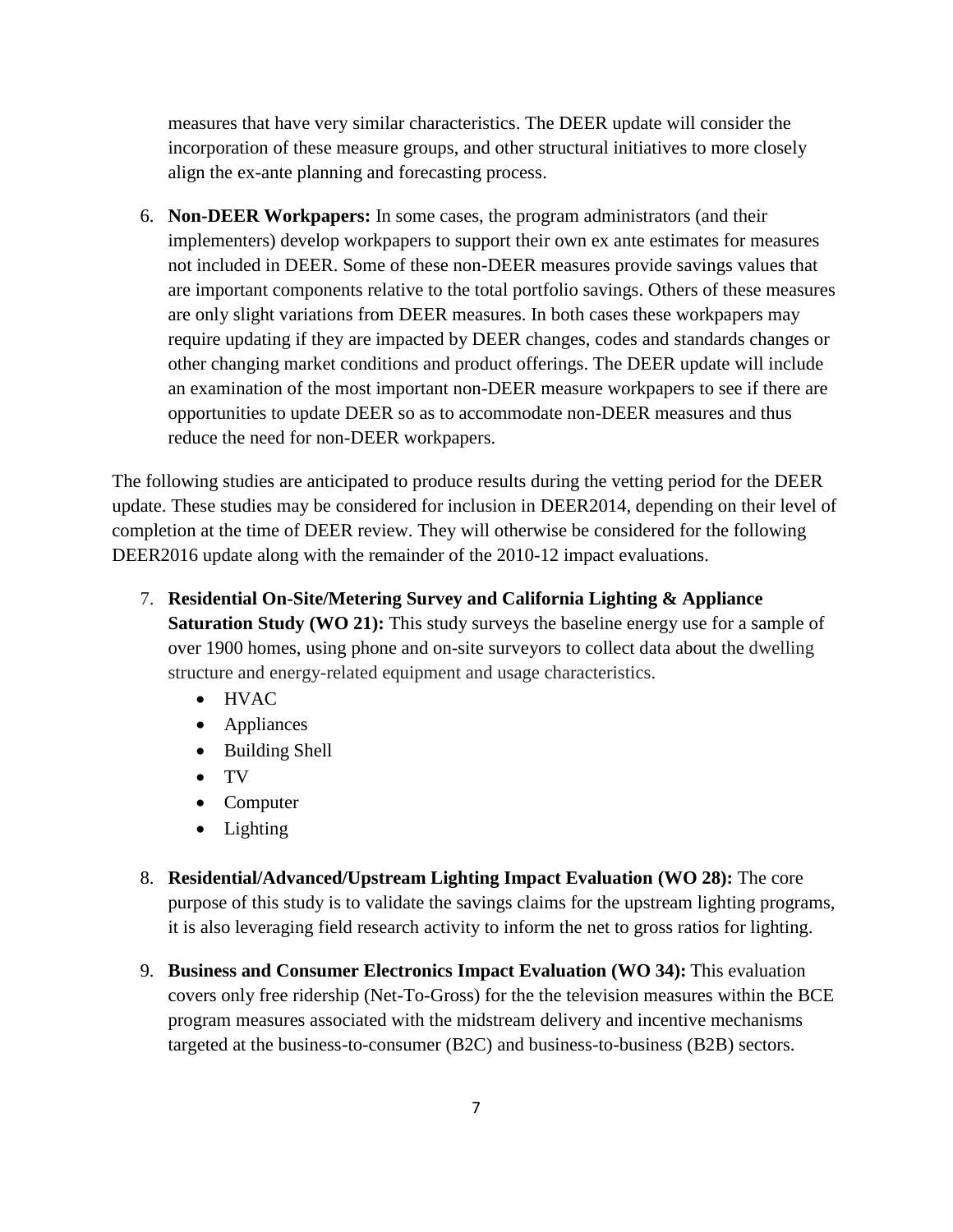measures that have very similar characteristics. The DEER update will consider the incorporation of these measure groups, and other structural initiatives to more closely align the ex-ante planning and forecasting process.

6. **Non-DEER Workpapers:** In some cases, the program administrators (and their implementers) develop workpapers to support their own ex ante estimates for measures not included in DEER. Some of these non-DEER measures provide savings values that are important components relative to the total portfolio savings. Others of these measures are only slight variations from DEER measures. In both cases these workpapers may require updating if they are impacted by DEER changes, codes and standards changes or other changing market conditions and product offerings. The DEER update will include an examination of the most important non-DEER measure workpapers to see if there are opportunities to update DEER so as to accommodate non-DEER measures and thus reduce the need for non-DEER workpapers.

The following studies are anticipated to produce results during the vetting period for the DEER update. These studies may be considered for inclusion in DEER2014, depending on their level of completion at the time of DEER review. They will otherwise be considered for the following DEER2016 update along with the remainder of the 2010-12 impact evaluations.

7. **Residential On-Site/Metering Survey and California Lighting & Appliance Saturation Study (WO 21):** This study surveys the baseline energy use for a sample of over 1900 homes, using phone and on-site surveyors to collect data about the dwelling structure and energy-related equipment and usage characteristics.
   - HVAC
   - Appliances
   - Building Shell
   - TV
   - Computer
   - Lighting

8. **Residential/Advanced/Upstream Lighting Impact Evaluation (WO 28):** The core purpose of this study is to validate the savings claims for the upstream lighting programs, it is also leveraging field research activity to inform the net to gross ratios for lighting.

9. **Business and Consumer Electronics Impact Evaluation (WO 34):** This evaluation covers only free ridership (Net-To-Gross) for the the television measures within the BCE program measures associated with the midstream delivery and incentive mechanisms targeted at the business-to-consumer (B2C) and business-to-business (B2B) sectors.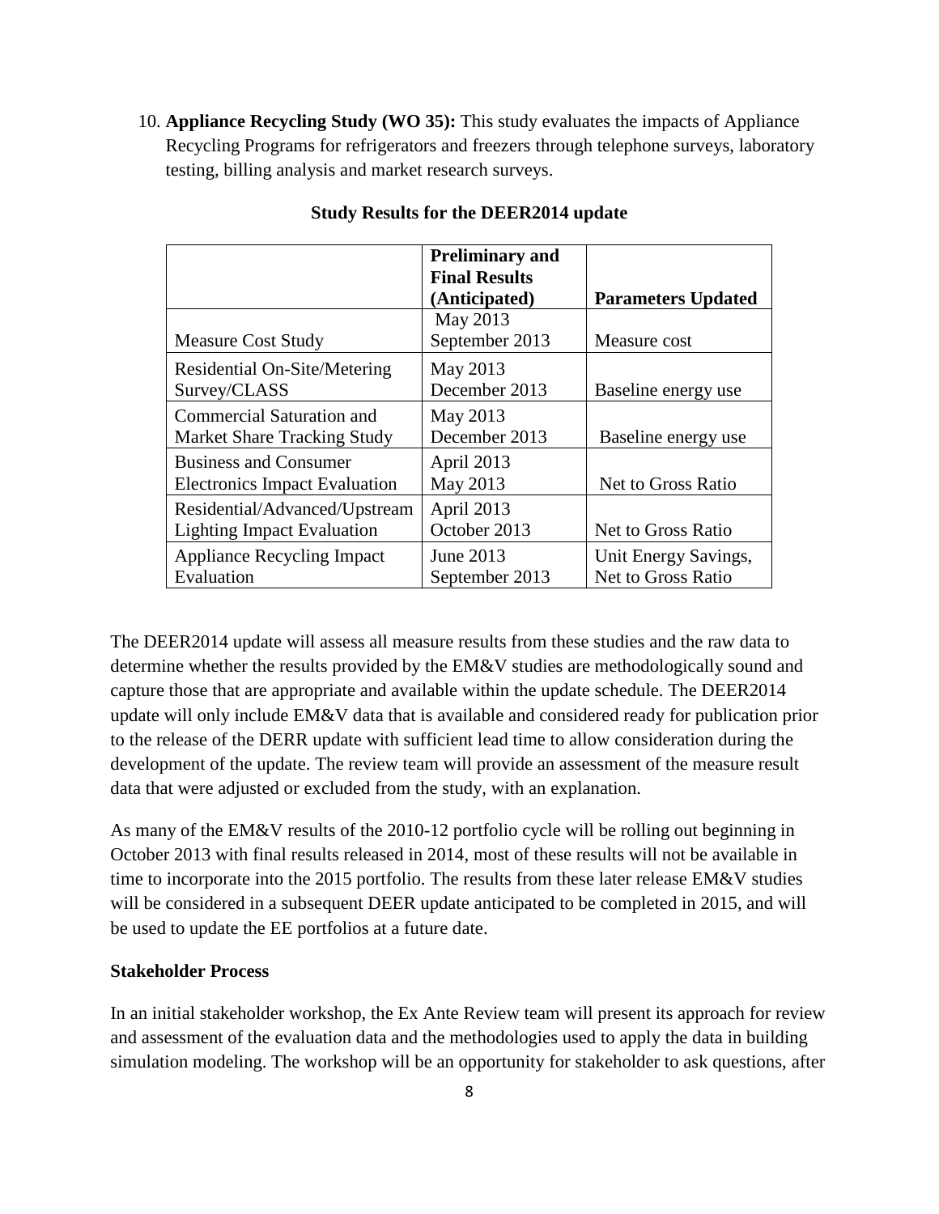10. **Appliance Recycling Study (WO 35):** This study evaluates the impacts of Appliance Recycling Programs for refrigerators and freezers through telephone surveys, laboratory testing, billing analysis and market research surveys.

**Study Results for the DEER2014 update**

| | **Preliminary and Final Results (Anticipated)** | **Parameters Updated** |
|---|---|---|
| Measure Cost Study | May 2013 September 2013 | Measure cost |
| Residential On-Site/Metering Survey/CLASS | May 2013 December 2013 | Baseline energy use |
| Commercial Saturation and Market Share Tracking Study | May 2013 December 2013 | Baseline energy use |
| Business and Consumer Electronics Impact Evaluation | April 2013 May 2013 | Net to Gross Ratio |
| Residential/Advanced/Upstream Lighting Impact Evaluation | April 2013 October 2013 | Net to Gross Ratio |
| Appliance Recycling Impact Evaluation | June 2013 September 2013 | Unit Energy Savings, Net to Gross Ratio |

The DEER2014 update will assess all measure results from these studies and the raw data to determine whether the results provided by the EM&V studies are methodologically sound and capture those that are appropriate and available within the update schedule. The DEER2014 update will only include EM&V data that is available and considered ready for publication prior to the release of the DERR update with sufficient lead time to allow consideration during the development of the update. The review team will provide an assessment of the measure result data that were adjusted or excluded from the study, with an explanation.

As many of the EM&V results of the 2010-12 portfolio cycle will be rolling out beginning in October 2013 with final results released in 2014, most of these results will not be available in time to incorporate into the 2015 portfolio. The results from these later release EM&V studies will be considered in a subsequent DEER update anticipated to be completed in 2015, and will be used to update the EE portfolios at a future date.

**Stakeholder Process**

In an initial stakeholder workshop, the Ex Ante Review team will present its approach for review and assessment of the evaluation data and the methodologies used to apply the data in building simulation modeling. The workshop will be an opportunity for stakeholder to ask questions, after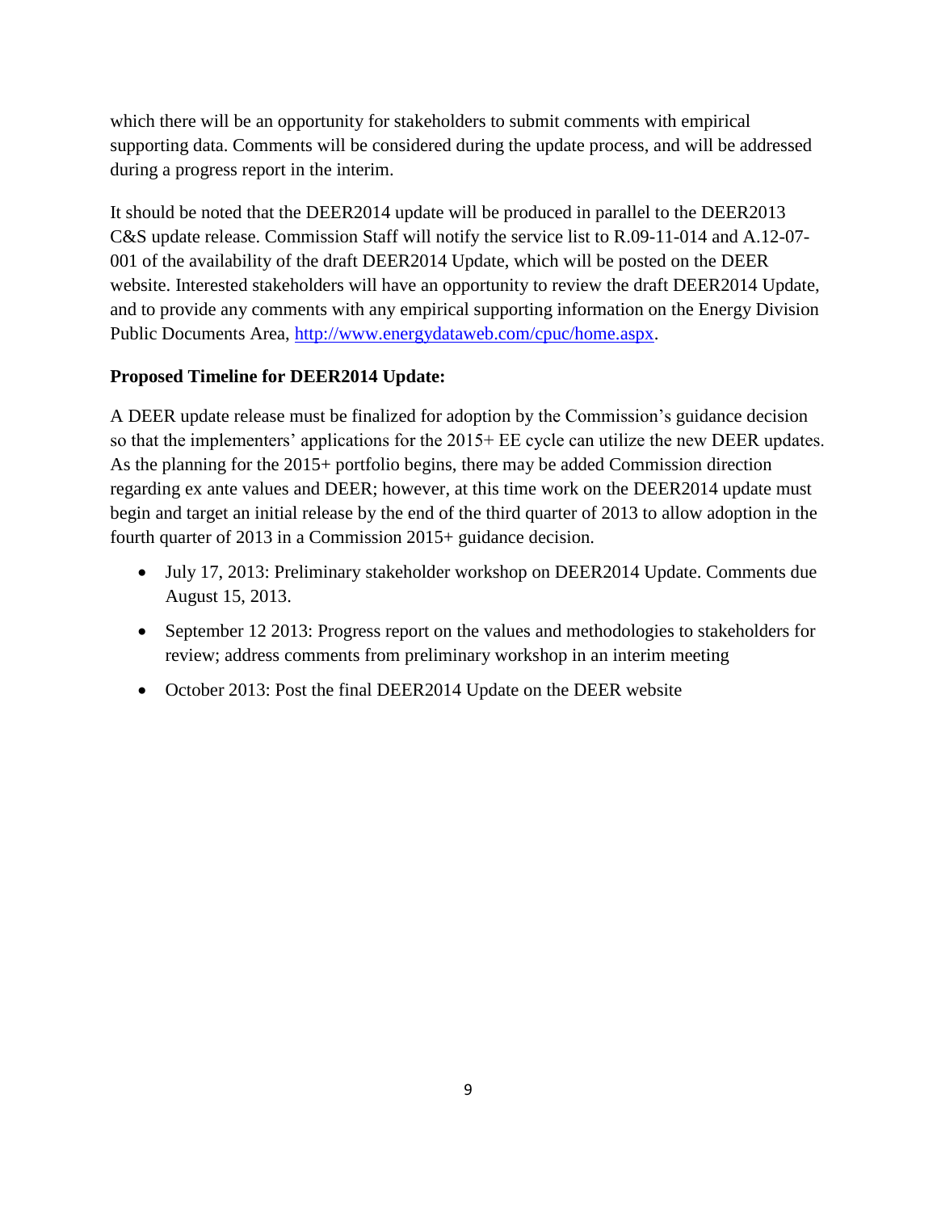which there will be an opportunity for stakeholders to submit comments with empirical supporting data. Comments will be considered during the update process, and will be addressed during a progress report in the interim.

It should be noted that the DEER2014 update will be produced in parallel to the DEER2013 C&S update release. Commission Staff will notify the service list to R.09-11-014 and A.12-07-001 of the availability of the draft DEER2014 Update, which will be posted on the DEER website. Interested stakeholders will have an opportunity to review the draft DEER2014 Update, and to provide any comments with any empirical supporting information on the Energy Division Public Documents Area, http://www.energydataweb.com/cpuc/home.aspx.

**Proposed Timeline for DEER2014 Update:**

A DEER update release must be finalized for adoption by the Commission's guidance decision so that the implementers' applications for the 2015+ EE cycle can utilize the new DEER updates. As the planning for the 2015+ portfolio begins, there may be added Commission direction regarding ex ante values and DEER; however, at this time work on the DEER2014 update must begin and target an initial release by the end of the third quarter of 2013 to allow adoption in the fourth quarter of 2013 in a Commission 2015+ guidance decision.

- July 17, 2013: Preliminary stakeholder workshop on DEER2014 Update. Comments due August 15, 2013.
- September 12 2013: Progress report on the values and methodologies to stakeholders for review; address comments from preliminary workshop in an interim meeting
- October 2013: Post the final DEER2014 Update on the DEER website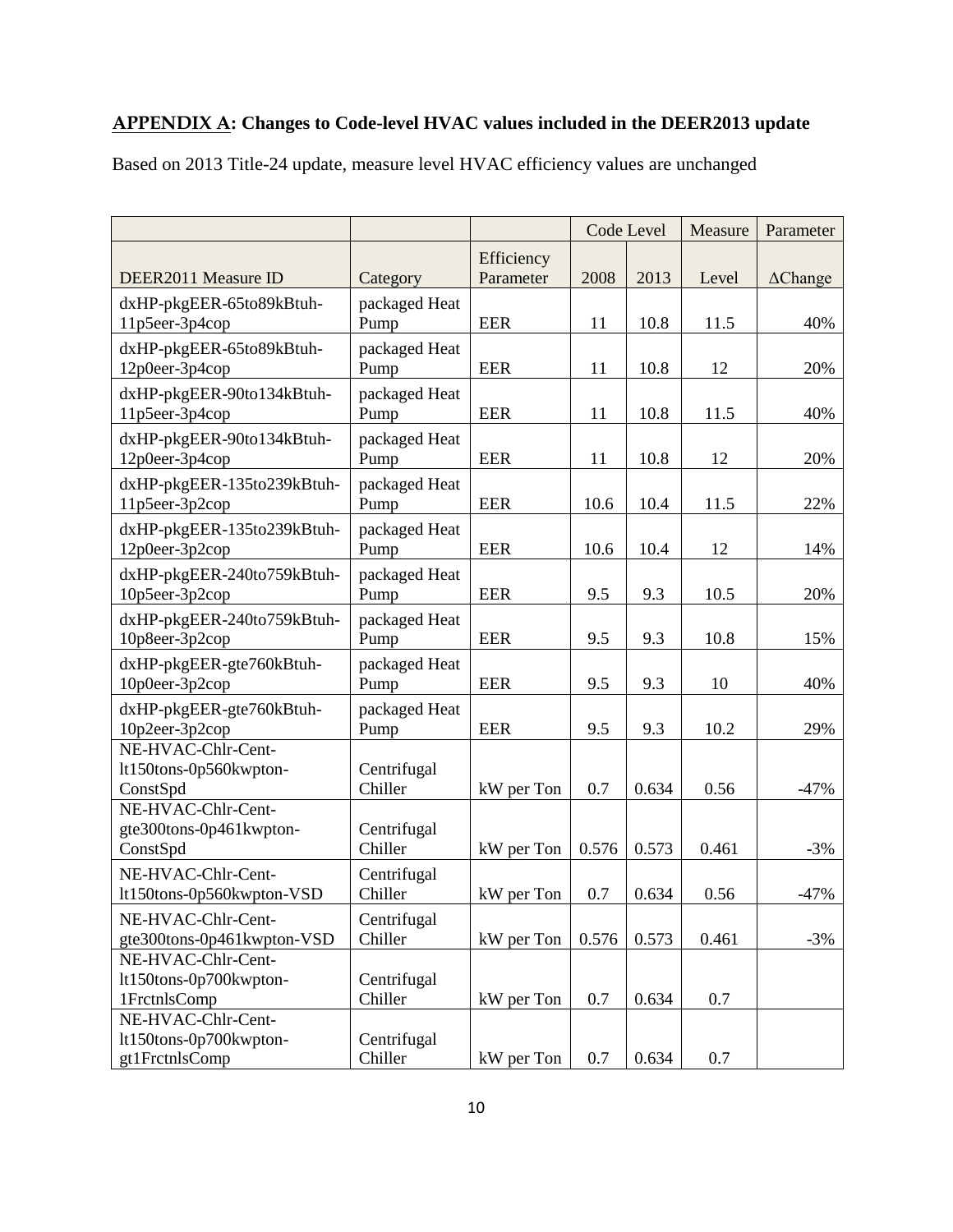**APPENDIX A: Changes to Code-level HVAC values included in the DEER2013 update**

Based on 2013 Title-24 update, measure level HVAC efficiency values are unchanged

| | | | Code Level | | Measure | Parameter |
|---|---|---|---|---|---|---|
| DEER2011 Measure ID | Category | Efficiency Parameter | 2008 | 2013 | Level | ΔChange |
| dxHP-pkgEER-65to89kBtuh-11p5eer-3p4cop | packaged Heat Pump | EER | 11 | 10.8 | 11.5 | 40% |
| dxHP-pkgEER-65to89kBtuh-12p0eer-3p4cop | packaged Heat Pump | EER | 11 | 10.8 | 12 | 20% |
| dxHP-pkgEER-90to134kBtuh-11p5eer-3p4cop | packaged Heat Pump | EER | 11 | 10.8 | 11.5 | 40% |
| dxHP-pkgEER-90to134kBtuh-12p0eer-3p4cop | packaged Heat Pump | EER | 11 | 10.8 | 12 | 20% |
| dxHP-pkgEER-135to239kBtuh-11p5eer-3p2cop | packaged Heat Pump | EER | 10.6 | 10.4 | 11.5 | 22% |
| dxHP-pkgEER-135to239kBtuh-12p0eer-3p2cop | packaged Heat Pump | EER | 10.6 | 10.4 | 12 | 14% |
| dxHP-pkgEER-240to759kBtuh-10p5eer-3p2cop | packaged Heat Pump | EER | 9.5 | 9.3 | 10.5 | 20% |
| dxHP-pkgEER-240to759kBtuh-10p8eer-3p2cop | packaged Heat Pump | EER | 9.5 | 9.3 | 10.8 | 15% |
| dxHP-pkgEER-gte760kBtuh-10p0eer-3p2cop | packaged Heat Pump | EER | 9.5 | 9.3 | 10 | 40% |
| dxHP-pkgEER-gte760kBtuh-10p2eer-3p2cop | packaged Heat Pump | EER | 9.5 | 9.3 | 10.2 | 29% |
| NE-HVAC-Chlr-Cent-lt150tons-0p560kwpton-ConstSpd | Centrifugal Chiller | kW per Ton | 0.7 | 0.634 | 0.56 | -47% |
| NE-HVAC-Chlr-Cent-gte300tons-0p461kwpton-ConstSpd | Centrifugal Chiller | kW per Ton | 0.576 | 0.573 | 0.461 | -3% |
| NE-HVAC-Chlr-Cent-lt150tons-0p560kwpton-VSD | Centrifugal Chiller | kW per Ton | 0.7 | 0.634 | 0.56 | -47% |
| NE-HVAC-Chlr-Cent-gte300tons-0p461kwpton-VSD | Centrifugal Chiller | kW per Ton | 0.576 | 0.573 | 0.461 | -3% |
| NE-HVAC-Chlr-Cent-lt150tons-0p700kwpton-1FrctnlsComp | Centrifugal Chiller | kW per Ton | 0.7 | 0.634 | 0.7 | |
| NE-HVAC-Chlr-Cent-lt150tons-0p700kwpton-gt1FrctnlsComp | Centrifugal Chiller | kW per Ton | 0.7 | 0.634 | 0.7 | |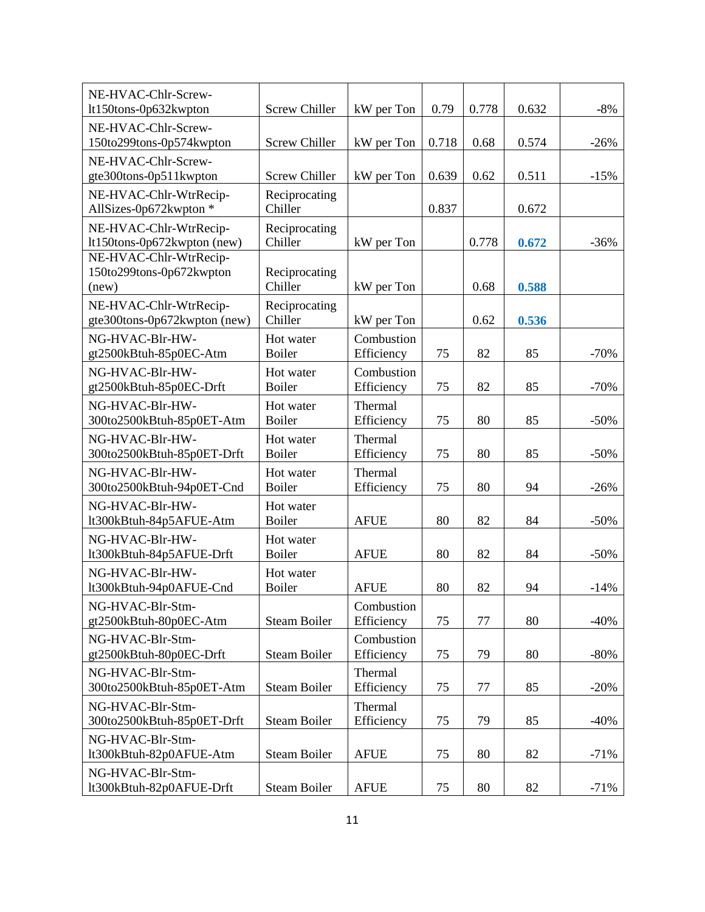| NE-HVAC-Chlr-Screw-lt150tons-0p632kwpton | Screw Chiller | kW per Ton | 0.79 | 0.778 | 0.632 | -8% |
|---|---|---|---|---|---|---|
| NE-HVAC-Chlr-Screw-150to299tons-0p574kwpton | Screw Chiller | kW per Ton | 0.718 | 0.68 | 0.574 | -26% |
| NE-HVAC-Chlr-Screw-gte300tons-0p511kwpton | Screw Chiller | kW per Ton | 0.639 | 0.62 | 0.511 | -15% |
| NE-HVAC-Chlr-WtrRecip-AllSizes-0p672kwpton * | Reciprocating Chiller | | 0.837 | | 0.672 | |
| NE-HVAC-Chlr-WtrRecip-lt150tons-0p672kwpton (new) | Reciprocating Chiller | kW per Ton | | 0.778 | **0.672** | -36% |
| NE-HVAC-Chlr-WtrRecip-150to299tons-0p672kwpton (new) | Reciprocating Chiller | kW per Ton | | 0.68 | **0.588** | |
| NE-HVAC-Chlr-WtrRecip-gte300tons-0p672kwpton (new) | Reciprocating Chiller | kW per Ton | | 0.62 | **0.536** | |
| NG-HVAC-Blr-HW-gt2500kBtuh-85p0EC-Atm | Hot water Boiler | Combustion Efficiency | 75 | 82 | 85 | -70% |
| NG-HVAC-Blr-HW-gt2500kBtuh-85p0EC-Drft | Hot water Boiler | Combustion Efficiency | 75 | 82 | 85 | -70% |
| NG-HVAC-Blr-HW-300to2500kBtuh-85p0ET-Atm | Hot water Boiler | Thermal Efficiency | 75 | 80 | 85 | -50% |
| NG-HVAC-Blr-HW-300to2500kBtuh-85p0ET-Drft | Hot water Boiler | Thermal Efficiency | 75 | 80 | 85 | -50% |
| NG-HVAC-Blr-HW-300to2500kBtuh-94p0ET-Cnd | Hot water Boiler | Thermal Efficiency | 75 | 80 | 94 | -26% |
| NG-HVAC-Blr-HW-lt300kBtuh-84p5AFUE-Atm | Hot water Boiler | AFUE | 80 | 82 | 84 | -50% |
| NG-HVAC-Blr-HW-lt300kBtuh-84p5AFUE-Drft | Hot water Boiler | AFUE | 80 | 82 | 84 | -50% |
| NG-HVAC-Blr-HW-lt300kBtuh-94p0AFUE-Cnd | Hot water Boiler | AFUE | 80 | 82 | 94 | -14% |
| NG-HVAC-Blr-Stm-gt2500kBtuh-80p0EC-Atm | Steam Boiler | Combustion Efficiency | 75 | 77 | 80 | -40% |
| NG-HVAC-Blr-Stm-gt2500kBtuh-80p0EC-Drft | Steam Boiler | Combustion Efficiency | 75 | 79 | 80 | -80% |
| NG-HVAC-Blr-Stm-300to2500kBtuh-85p0ET-Atm | Steam Boiler | Thermal Efficiency | 75 | 77 | 85 | -20% |
| NG-HVAC-Blr-Stm-300to2500kBtuh-85p0ET-Drft | Steam Boiler | Thermal Efficiency | 75 | 79 | 85 | -40% |
| NG-HVAC-Blr-Stm-lt300kBtuh-82p0AFUE-Atm | Steam Boiler | AFUE | 75 | 80 | 82 | -71% |
| NG-HVAC-Blr-Stm-lt300kBtuh-82p0AFUE-Drft | Steam Boiler | AFUE | 75 | 80 | 82 | -71% |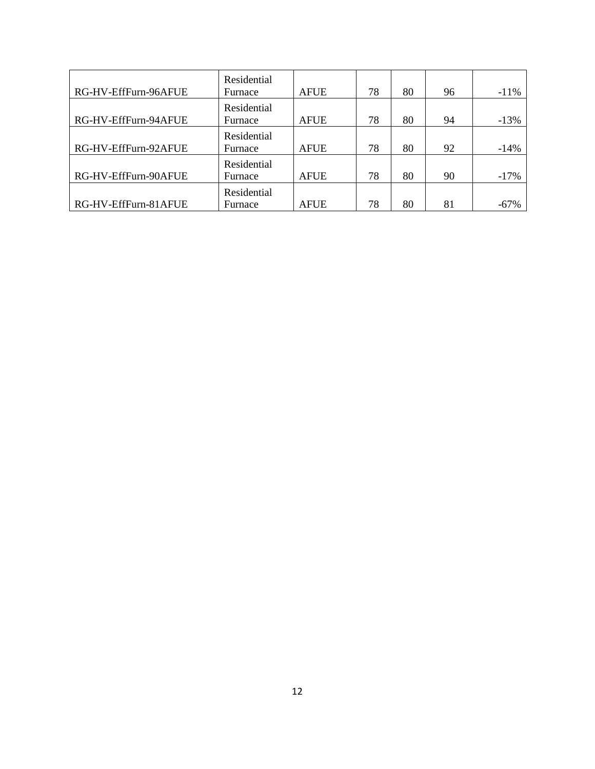| | | | | | | |
|---|---|---|---|---|---|---|
| RG-HV-EffFurn-96AFUE | Residential Furnace | AFUE | 78 | 80 | 96 | -11% |
| RG-HV-EffFurn-94AFUE | Residential Furnace | AFUE | 78 | 80 | 94 | -13% |
| RG-HV-EffFurn-92AFUE | Residential Furnace | AFUE | 78 | 80 | 92 | -14% |
| RG-HV-EffFurn-90AFUE | Residential Furnace | AFUE | 78 | 80 | 90 | -17% |
| RG-HV-EffFurn-81AFUE | Residential Furnace | AFUE | 78 | 80 | 81 | -67% |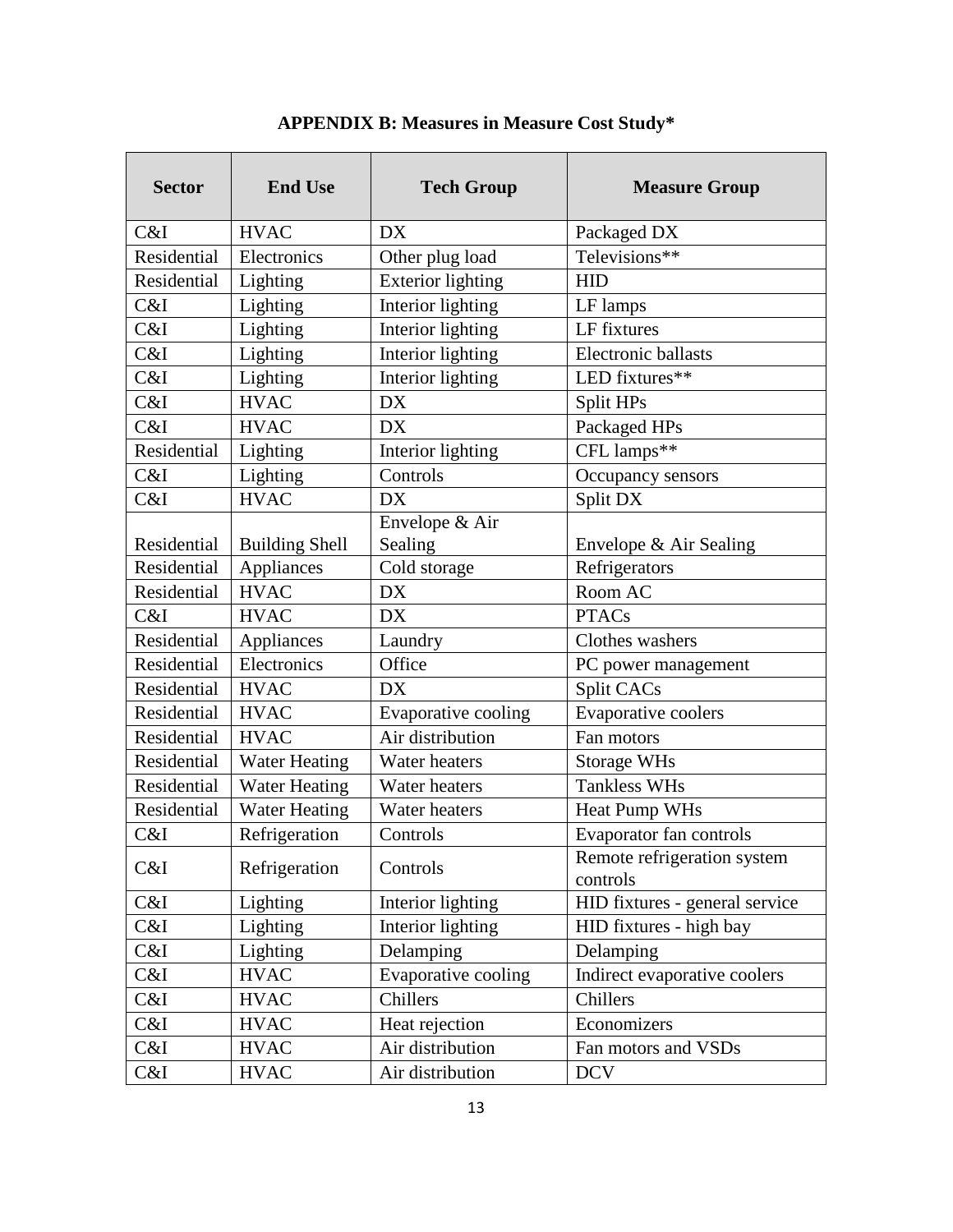## APPENDIX B: Measures in Measure Cost Study*

| Sector | End Use | Tech Group | Measure Group |
|---|---|---|---|
| C&I | HVAC | DX | Packaged DX |
| Residential | Electronics | Other plug load | Televisions** |
| Residential | Lighting | Exterior lighting | HID |
| C&I | Lighting | Interior lighting | LF lamps |
| C&I | Lighting | Interior lighting | LF fixtures |
| C&I | Lighting | Interior lighting | Electronic ballasts |
| C&I | Lighting | Interior lighting | LED fixtures** |
| C&I | HVAC | DX | Split HPs |
| C&I | HVAC | DX | Packaged HPs |
| Residential | Lighting | Interior lighting | CFL lamps** |
| C&I | Lighting | Controls | Occupancy sensors |
| C&I | HVAC | DX | Split DX |
| Residential | Building Shell | Envelope & Air Sealing | Envelope & Air Sealing |
| Residential | Appliances | Cold storage | Refrigerators |
| Residential | HVAC | DX | Room AC |
| C&I | HVAC | DX | PTACs |
| Residential | Appliances | Laundry | Clothes washers |
| Residential | Electronics | Office | PC power management |
| Residential | HVAC | DX | Split CACs |
| Residential | HVAC | Evaporative cooling | Evaporative coolers |
| Residential | HVAC | Air distribution | Fan motors |
| Residential | Water Heating | Water heaters | Storage WHs |
| Residential | Water Heating | Water heaters | Tankless WHs |
| Residential | Water Heating | Water heaters | Heat Pump WHs |
| C&I | Refrigeration | Controls | Evaporator fan controls |
| C&I | Refrigeration | Controls | Remote refrigeration system controls |
| C&I | Lighting | Interior lighting | HID fixtures - general service |
| C&I | Lighting | Interior lighting | HID fixtures - high bay |
| C&I | Lighting | Delamping | Delamping |
| C&I | HVAC | Evaporative cooling | Indirect evaporative coolers |
| C&I | HVAC | Chillers | Chillers |
| C&I | HVAC | Heat rejection | Economizers |
| C&I | HVAC | Air distribution | Fan motors and VSDs |
| C&I | HVAC | Air distribution | DCV |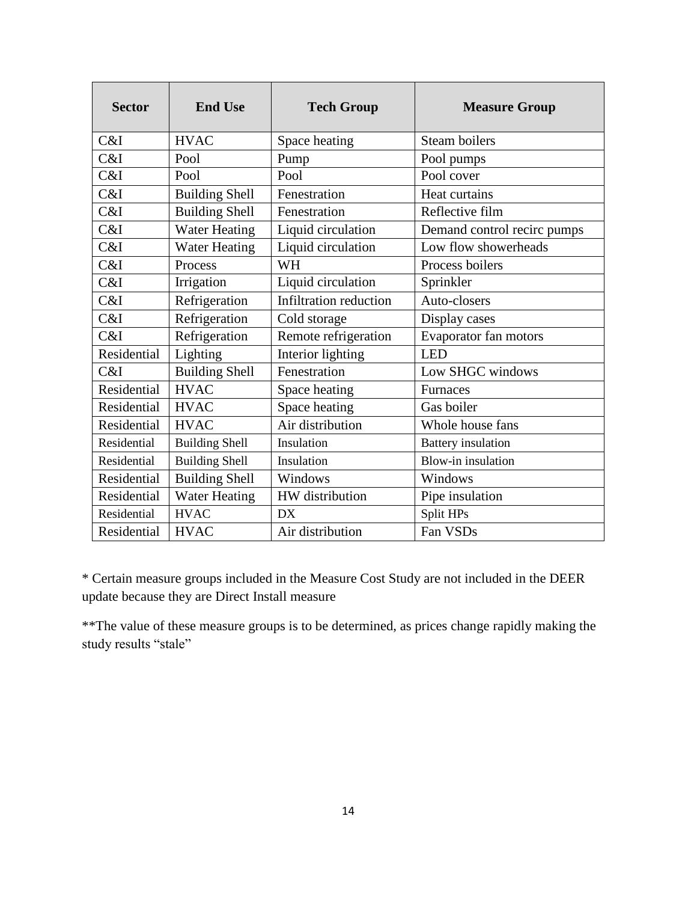| Sector | End Use | Tech Group | Measure Group |
|---|---|---|---|
| C&I | HVAC | Space heating | Steam boilers |
| C&I | Pool | Pump | Pool pumps |
| C&I | Pool | Pool | Pool cover |
| C&I | Building Shell | Fenestration | Heat curtains |
| C&I | Building Shell | Fenestration | Reflective film |
| C&I | Water Heating | Liquid circulation | Demand control recirc pumps |
| C&I | Water Heating | Liquid circulation | Low flow showerheads |
| C&I | Process | WH | Process boilers |
| C&I | Irrigation | Liquid circulation | Sprinkler |
| C&I | Refrigeration | Infiltration reduction | Auto-closers |
| C&I | Refrigeration | Cold storage | Display cases |
| C&I | Refrigeration | Remote refrigeration | Evaporator fan motors |
| Residential | Lighting | Interior lighting | LED |
| C&I | Building Shell | Fenestration | Low SHGC windows |
| Residential | HVAC | Space heating | Furnaces |
| Residential | HVAC | Space heating | Gas boiler |
| Residential | HVAC | Air distribution | Whole house fans |
| Residential | Building Shell | Insulation | Battery insulation |
| Residential | Building Shell | Insulation | Blow-in insulation |
| Residential | Building Shell | Windows | Windows |
| Residential | Water Heating | HW distribution | Pipe insulation |
| Residential | HVAC | DX | Split HPs |
| Residential | HVAC | Air distribution | Fan VSDs |

* Certain measure groups included in the Measure Cost Study are not included in the DEER update because they are Direct Install measure

**The value of these measure groups is to be determined, as prices change rapidly making the study results "stale"